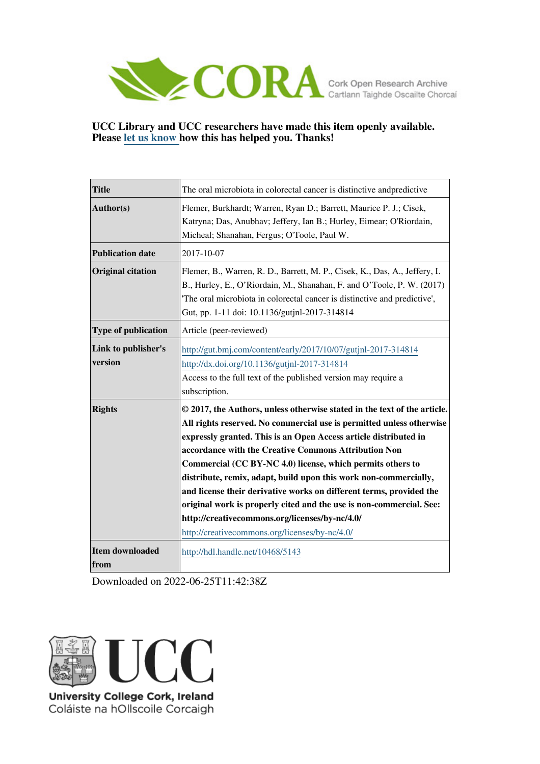CORA Cork Open Research Archive
Cartlann Taighde Oscailte Chorcaí

**UCC Library and UCC researchers have made this item openly available. Please let us know how this has helped you. Thanks!**

| | |
|---|---|
| **Title** | The oral microbiota in colorectal cancer is distinctive andpredictive |
| **Author(s)** | Flemer, Burkhardt; Warren, Ryan D.; Barrett, Maurice P. J.; Cisek, Katryna; Das, Anubhav; Jeffery, Ian B.; Hurley, Eimear; O'Riordain, Micheal; Shanahan, Fergus; O'Toole, Paul W. |
| **Publication date** | 2017-10-07 |
| **Original citation** | Flemer, B., Warren, R. D., Barrett, M. P., Cisek, K., Das, A., Jeffery, I. B., Hurley, E., O'Riordain, M., Shanahan, F. and O'Toole, P. W. (2017) 'The oral microbiota in colorectal cancer is distinctive and predictive', Gut, pp. 1-11 doi: 10.1136/gutjnl-2017-314814 |
| **Type of publication** | Article (peer-reviewed) |
| **Link to publisher's version** | http://gut.bmj.com/content/early/2017/10/07/gutjnl-2017-314814 http://dx.doi.org/10.1136/gutjnl-2017-314814 Access to the full text of the published version may require a subscription. |
| **Rights** | **© 2017, the Authors, unless otherwise stated in the text of the article. All rights reserved. No commercial use is permitted unless otherwise expressly granted. This is an Open Access article distributed in accordance with the Creative Commons Attribution Non Commercial (CC BY-NC 4.0) license, which permits others to distribute, remix, adapt, build upon this work non-commercially, and license their derivative works on different terms, provided the original work is properly cited and the use is non-commercial. See: http://creativecommons.org/licenses/by-nc/4.0/** http://creativecommons.org/licenses/by-nc/4.0/ |
| **Item downloaded from** | http://hdl.handle.net/10468/5143 |

Downloaded on 2022-06-25T11:42:38Z

UCC
University College Cork, Ireland
Coláiste na hOllscoile Corcaigh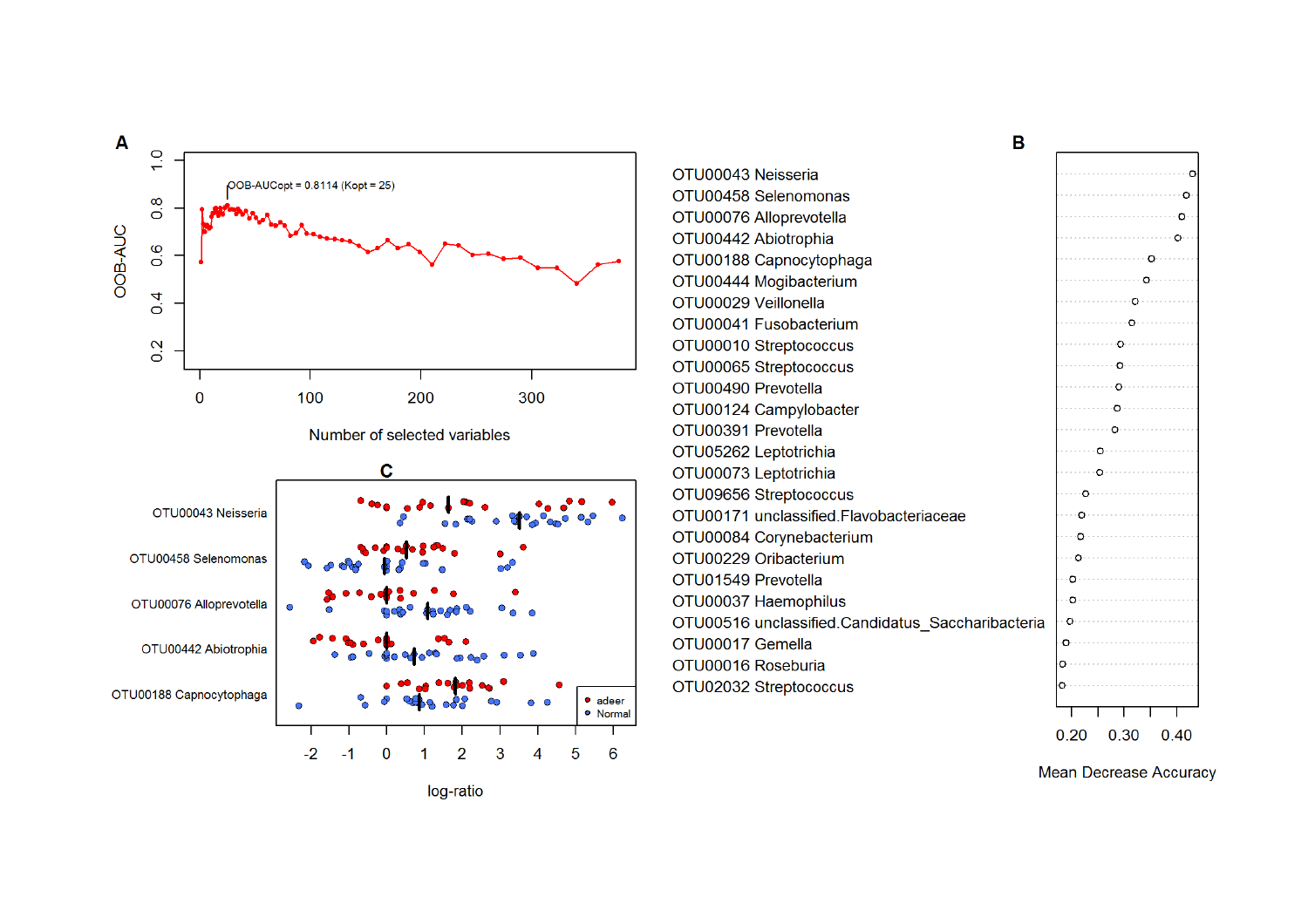A

OOB-AUC

1.0
0.8
0.6
0.4
0.2

OOB-AUCopt = 0.8114 (Kopt = 25)

0
100
200
300

Number of selected variables

B

OTU00043 Neisseria
OTU00458 Selenomonas
OTU00076 Alloprevotella
OTU00442 Abiotrophia
OTU00188 Capnocytophaga
OTU00444 Mogibacterium
OTU00029 Veillonella
OTU00041 Fusobacterium
OTU00010 Streptococcus
OTU00065 Streptococcus
OTU00490 Prevotella
OTU00124 Campylobacter
OTU00391 Prevotella
OTU05262 Leptotrichia
OTU00073 Leptotrichia
OTU09656 Streptococcus
OTU00171 unclassified.Flavobacteriaceae
OTU00084 Corynebacterium
OTU00229 Oribacterium
OTU01549 Prevotella
OTU00037 Haemophilus
OTU00516 unclassified.Candidatus_Saccharibacteria
OTU00017 Gemella
OTU00016 Roseburia
OTU02032 Streptococcus

0.20
0.30
0.40

Mean Decrease Accuracy

C

OTU00043 Neisseria
OTU00458 Selenomonas
OTU00076 Alloprevotella
OTU00442 Abiotrophia
OTU00188 Capnocytophaga

adeer
Normal

-2
-1
0
1
2
3
4
5
6

log-ratio